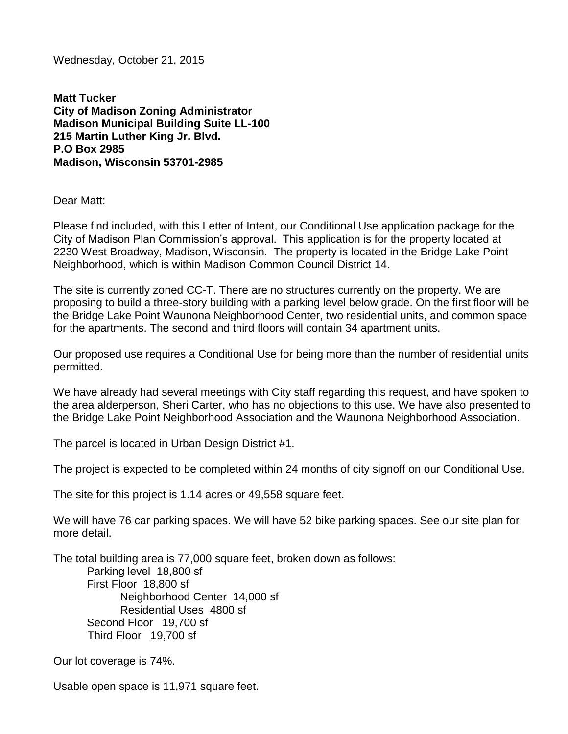Wednesday, October 21, 2015

**Matt Tucker**
**City of Madison Zoning Administrator**
**Madison Municipal Building Suite LL-100**
**215 Martin Luther King Jr. Blvd.**
**P.O Box 2985**
**Madison, Wisconsin 53701-2985**

Dear Matt:

Please find included, with this Letter of Intent, our Conditional Use application package for the City of Madison Plan Commission's approval. This application is for the property located at 2230 West Broadway, Madison, Wisconsin. The property is located in the Bridge Lake Point Neighborhood, which is within Madison Common Council District 14.

The site is currently zoned CC-T. There are no structures currently on the property. We are proposing to build a three-story building with a parking level below grade. On the first floor will be the Bridge Lake Point Waunona Neighborhood Center, two residential units, and common space for the apartments. The second and third floors will contain 34 apartment units.

Our proposed use requires a Conditional Use for being more than the number of residential units permitted.

We have already had several meetings with City staff regarding this request, and have spoken to the area alderperson, Sheri Carter, who has no objections to this use. We have also presented to the Bridge Lake Point Neighborhood Association and the Waunona Neighborhood Association.

The parcel is located in Urban Design District #1.

The project is expected to be completed within 24 months of city signoff on our Conditional Use.

The site for this project is 1.14 acres or 49,558 square feet.

We will have 76 car parking spaces. We will have 52 bike parking spaces. See our site plan for more detail.

The total building area is 77,000 square feet, broken down as follows:

- Parking level 18,800 sf
- First Floor 18,800 sf
  - Neighborhood Center 14,000 sf
  - Residential Uses 4800 sf
- Second Floor 19,700 sf
- Third Floor 19,700 sf

Our lot coverage is 74%.

Usable open space is 11,971 square feet.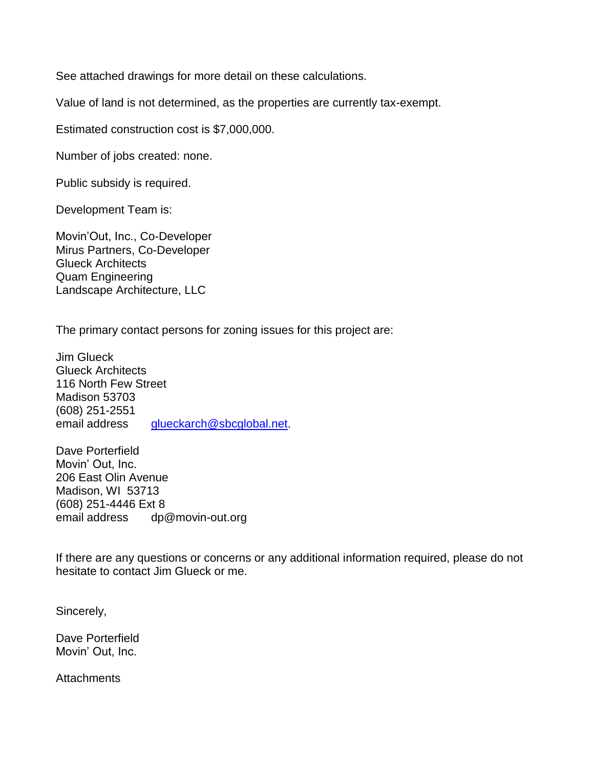See attached drawings for more detail on these calculations.

Value of land is not determined, as the properties are currently tax-exempt.

Estimated construction cost is $7,000,000.

Number of jobs created: none.

Public subsidy is required.

Development Team is:

Movin'Out, Inc., Co-Developer
Mirus Partners, Co-Developer
Glueck Architects
Quam Engineering
Landscape Architecture, LLC

The primary contact persons for zoning issues for this project are:

Jim Glueck
Glueck Architects
116 North Few Street
Madison 53703
(608) 251-2551
email address glueckarch@sbcglobal.net.

Dave Porterfield
Movin' Out, Inc.
206 East Olin Avenue
Madison, WI 53713
(608) 251-4446 Ext 8
email address dp@movin-out.org

If there are any questions or concerns or any additional information required, please do not hesitate to contact Jim Glueck or me.

Sincerely,

Dave Porterfield
Movin' Out, Inc.

Attachments